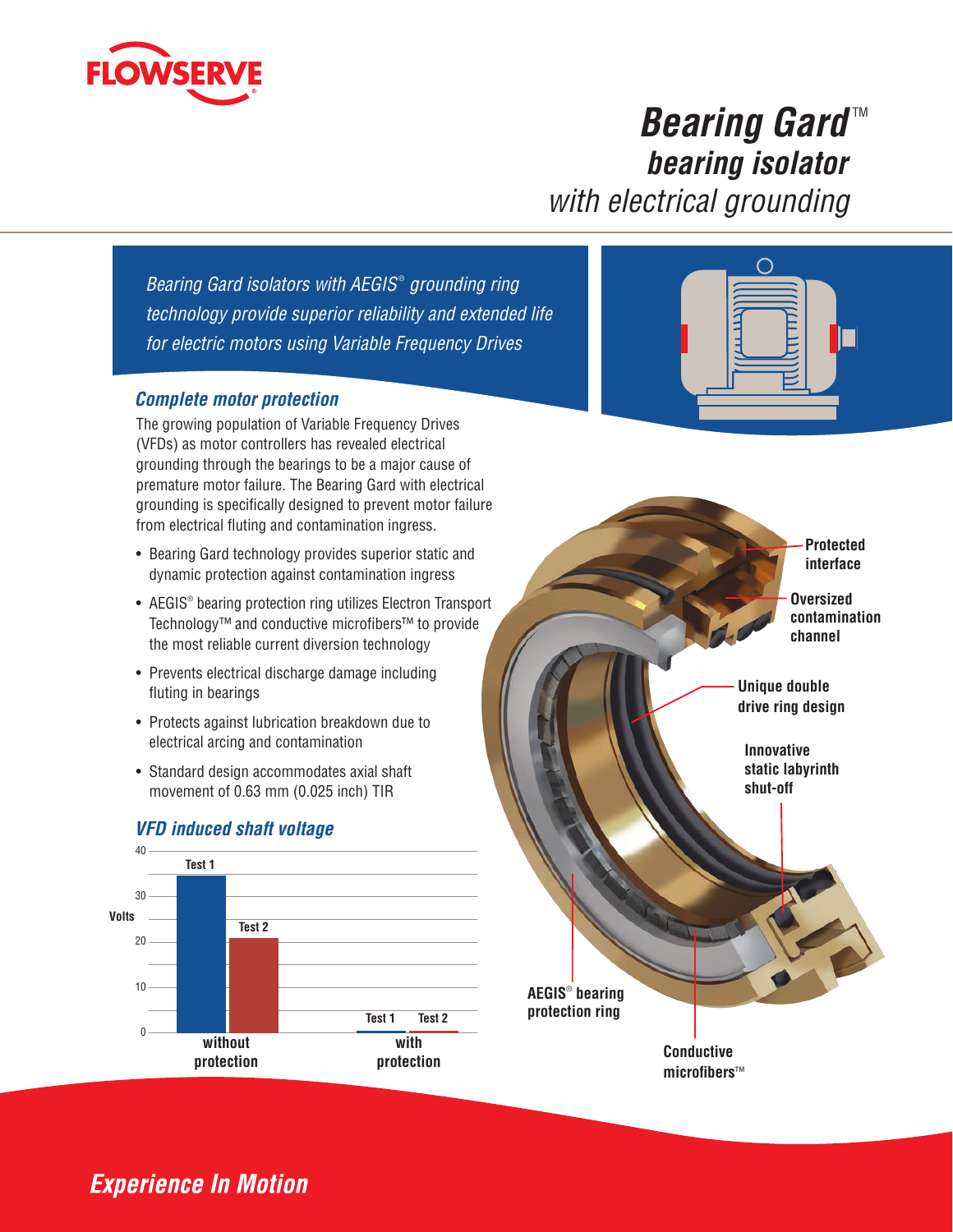FLOWSERVE

# Bearing Gard™
## bearing isolator
*with electrical grounding*

*Bearing Gard isolators with AEGIS® grounding ring technology provide superior reliability and extended life for electric motors using Variable Frequency Drives*

### Complete motor protection

The growing population of Variable Frequency Drives (VFDs) as motor controllers has revealed electrical grounding through the bearings to be a major cause of premature motor failure. The Bearing Gard with electrical grounding is specifically designed to prevent motor failure from electrical fluting and contamination ingress.

- Bearing Gard technology provides superior static and dynamic protection against contamination ingress
- AEGIS® bearing protection ring utilizes Electron Transport Technology™ and conductive microfibers™ to provide the most reliable current diversion technology
- Prevents electrical discharge damage including fluting in bearings
- Protects against lubrication breakdown due to electrical arcing and contamination
- Standard design accommodates axial shaft movement of 0.63 mm (0.025 inch) TIR

### VFD induced shaft voltage

Volts
40
30
20
10
0
Test 1
Test 2
without protection
Test 1
Test 2
with protection

Protected interface
Oversized contamination channel
Unique double drive ring design
Innovative static labyrinth shut-off
AEGIS® bearing protection ring
Conductive microfibers™

*Experience In Motion*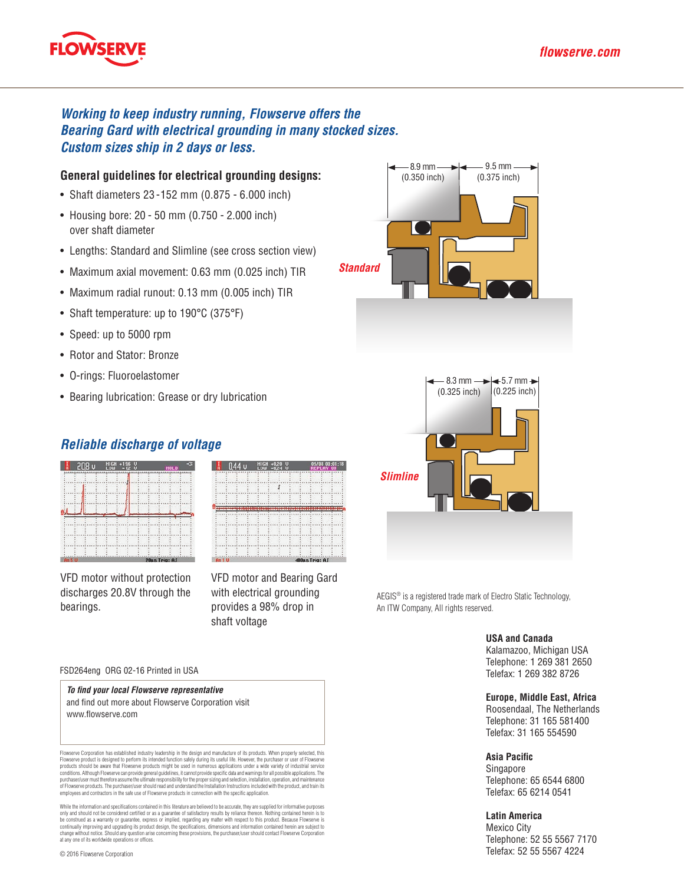*Working to keep industry running, Flowserve offers the Bearing Gard with electrical grounding in many stocked sizes. Custom sizes ship in 2 days or less.*

### General guidelines for electrical grounding designs:

- Shaft diameters 23 - 152 mm (0.875 - 6.000 inch)
- Housing bore: 20 - 50 mm (0.750 - 2.000 inch) over shaft diameter
- Lengths: Standard and Slimline (see cross section view)
- Maximum axial movement: 0.63 mm (0.025 inch) TIR
- Maximum radial runout: 0.13 mm (0.005 inch) TIR
- Shaft temperature: up to 190°C (375°F)
- Speed: up to 5000 rpm
- Rotor and Stator: Bronze
- O-rings: Fluoroelastomer
- Bearing lubrication: Grease or dry lubrication

8.9 mm (0.350 inch)
9.5 mm (0.375 inch)
*Standard*

8.3 mm (0.325 inch)
5.7 mm (0.225 inch)
*Slimline*

## *Reliable discharge of voltage*

VFD motor without protection discharges 20.8V through the bearings.

VFD motor and Bearing Gard with electrical grounding provides a 98% drop in shaft voltage

AEGIS® is a registered trade mark of Electro Static Technology, An ITW Company, All rights reserved.

FSD264eng ORG 02-16 Printed in USA

***To find your local Flowserve representative***
and find out more about Flowserve Corporation visit www.flowserve.com

Flowserve Corporation has established industry leadership in the design and manufacture of its products. When properly selected, this Flowserve product is designed to perform its intended function safely during its useful life. However, the purchaser or user of Flowserve products should be aware that Flowserve products might be used in numerous applications under a wide variety of industrial service conditions. Although Flowserve can provide general guidelines, it cannot provide specific data and warnings for all possible applications. The purchaser/user must therefore assume the ultimate responsibility for the proper sizing and selection, installation, operation, and maintenance of Flowserve products. The purchaser/user should read and understand the Installation Instructions included with the product, and train its employees and contractors in the safe use of Flowserve products in connection with the specific application.

While the information and specifications contained in this literature are believed to be accurate, they are supplied for informative purposes only and should not be considered certified or as a guarantee of satisfactory results by reliance thereon. Nothing contained herein is to be construed as a warranty or guarantee, express or implied, regarding any matter with respect to this product. Because Flowserve is continually improving and upgrading its product design, the specifications, dimensions and information contained herein are subject to change without notice. Should any question arise concerning these provisions, the purchaser/user should contact Flowserve Corporation at any one of its worldwide operations or offices.

© 2016 Flowserve Corporation

**USA and Canada**
Kalamazoo, Michigan USA
Telephone: 1 269 381 2650
Telefax: 1 269 382 8726

**Europe, Middle East, Africa**
Roosendaal, The Netherlands
Telephone: 31 165 581400
Telefax: 31 165 554590

**Asia Pacific**
Singapore
Telephone: 65 6544 6800
Telefax: 65 6214 0541

**Latin America**
Mexico City
Telephone: 52 55 5567 7170
Telefax: 52 55 5567 4224